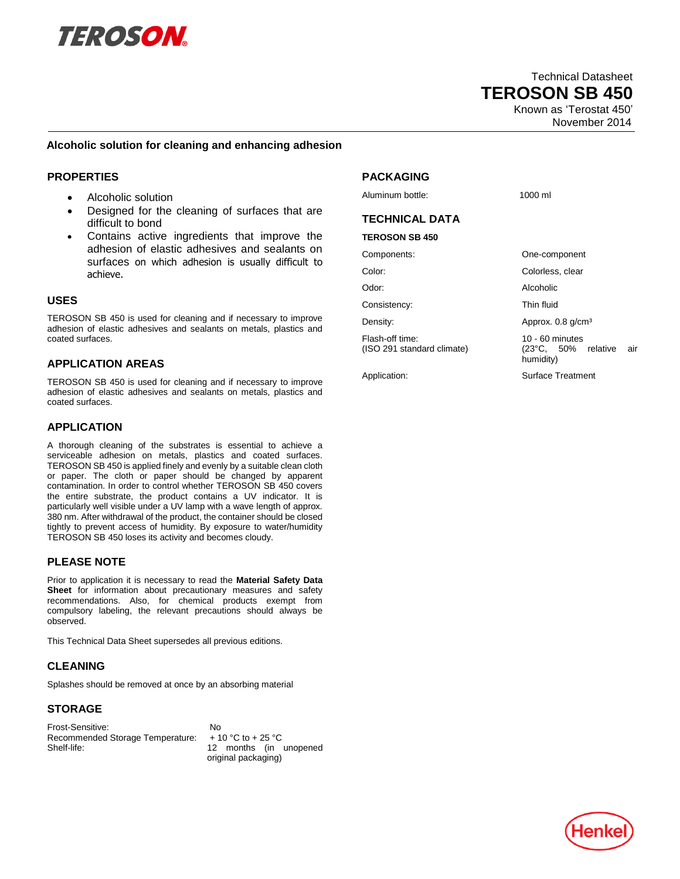TEROSON

Technical Datasheet

# TEROSON SB 450

Known as 'Terostat 450'

November 2014

**Alcoholic solution for cleaning and enhancing adhesion**

## PROPERTIES

- Alcoholic solution
- Designed for the cleaning of surfaces that are difficult to bond
- Contains active ingredients that improve the adhesion of elastic adhesives and sealants on surfaces on which adhesion is usually difficult to achieve.

## USES

TEROSON SB 450 is used for cleaning and if necessary to improve adhesion of elastic adhesives and sealants on metals, plastics and coated surfaces.

## APPLICATION AREAS

TEROSON SB 450 is used for cleaning and if necessary to improve adhesion of elastic adhesives and sealants on metals, plastics and coated surfaces.

## APPLICATION

A thorough cleaning of the substrates is essential to achieve a serviceable adhesion on metals, plastics and coated surfaces. TEROSON SB 450 is applied finely and evenly by a suitable clean cloth or paper. The cloth or paper should be changed by apparent contamination. In order to control whether TEROSON SB 450 covers the entire substrate, the product contains a UV indicator. It is particularly well visible under a UV lamp with a wave length of approx. 380 nm. After withdrawal of the product, the container should be closed tightly to prevent access of humidity. By exposure to water/humidity TEROSON SB 450 loses its activity and becomes cloudy.

## PLEASE NOTE

Prior to application it is necessary to read the **Material Safety Data Sheet** for information about precautionary measures and safety recommendations. Also, for chemical products exempt from compulsory labeling, the relevant precautions should always be observed.

This Technical Data Sheet supersedes all previous editions.

## CLEANING

Splashes should be removed at once by an absorbing material

## STORAGE

| | |
|---|---|
| Frost-Sensitive: | No |
| Recommended Storage Temperature: | + 10 °C to + 25 °C |
| Shelf-life: | 12 months (in unopened original packaging) |

## PACKAGING

| | |
|---|---|
| Aluminum bottle: | 1000 ml |

## TECHNICAL DATA

**TEROSON SB 450**

| | |
|---|---|
| Components: | One-component |
| Color: | Colorless, clear |
| Odor: | Alcoholic |
| Consistency: | Thin fluid |
| Density: | Approx. 0.8 g/cm³ |
| Flash-off time: (ISO 291 standard climate) | 10 - 60 minutes (23°C, 50% relative air humidity) |
| Application: | Surface Treatment |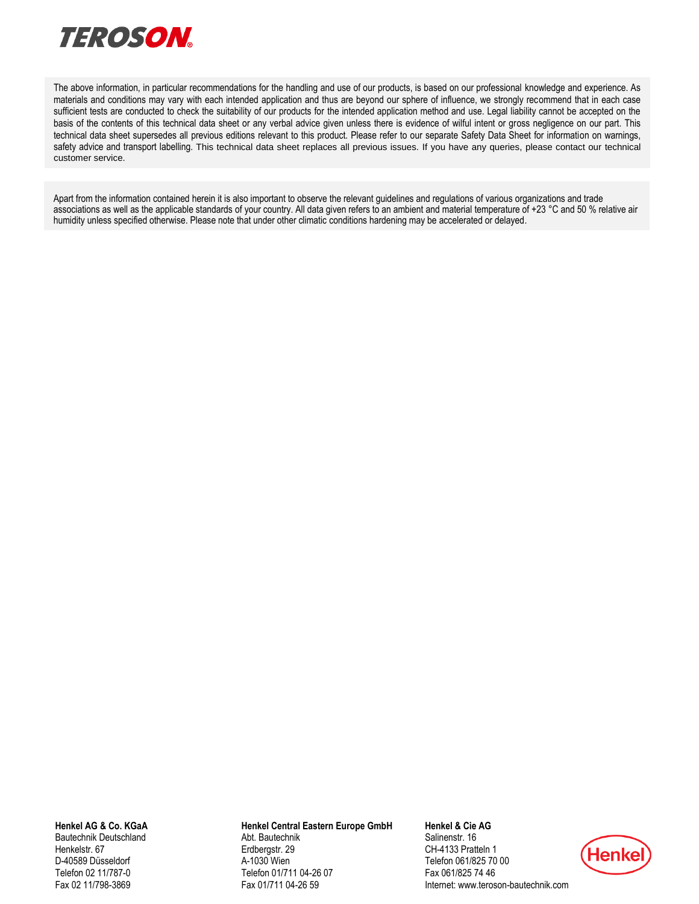The above information, in particular recommendations for the handling and use of our products, is based on our professional knowledge and experience. As materials and conditions may vary with each intended application and thus are beyond our sphere of influence, we strongly recommend that in each case sufficient tests are conducted to check the suitability of our products for the intended application method and use. Legal liability cannot be accepted on the basis of the contents of this technical data sheet or any verbal advice given unless there is evidence of wilful intent or gross negligence on our part. This technical data sheet supersedes all previous editions relevant to this product. Please refer to our separate Safety Data Sheet for information on warnings, safety advice and transport labelling. This technical data sheet replaces all previous issues. If you have any queries, please contact our technical customer service.

Apart from the information contained herein it is also important to observe the relevant guidelines and regulations of various organizations and trade associations as well as the applicable standards of your country. All data given refers to an ambient and material temperature of +23 °C and 50 % relative air humidity unless specified otherwise. Please note that under other climatic conditions hardening may be accelerated or delayed.

**Henkel AG & Co. KGaA**
Bautechnik Deutschland
Henkelstr. 67
D-40589 Düsseldorf
Telefon 02 11/787-0
Fax 02 11/798-3869

**Henkel Central Eastern Europe GmbH**
Abt. Bautechnik
Erdbergstr. 29
A-1030 Wien
Telefon 01/711 04-26 07
Fax 01/711 04-26 59

**Henkel & Cie AG**
Salinenstr. 16
CH-4133 Pratteln 1
Telefon 061/825 70 00
Fax 061/825 74 46
Internet: www.teroson-bautechnik.com